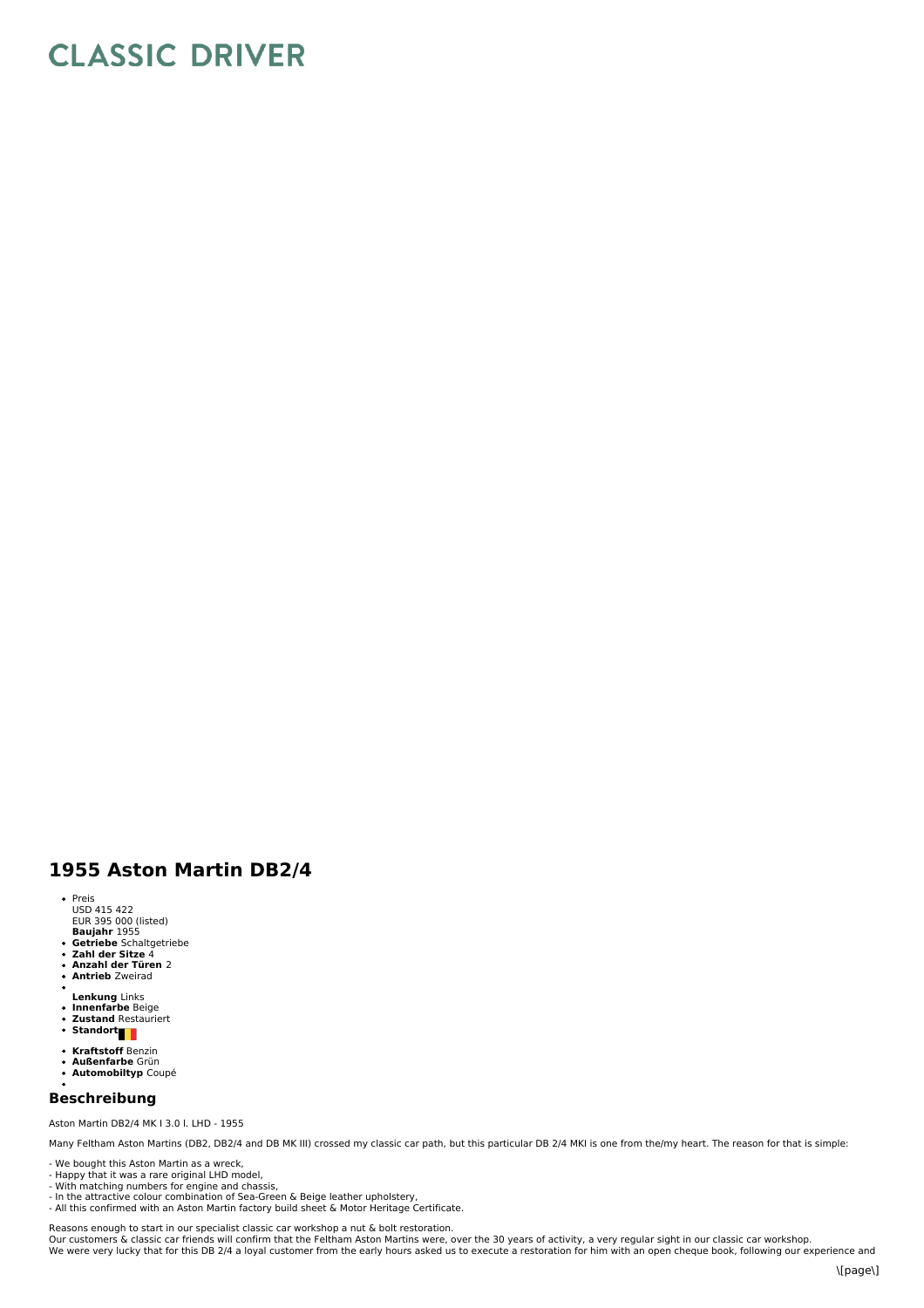# CLASSIC DRIVER

## 1955 Aston Martin DB2/4

- Preis
  USD 415 422
  EUR 395 000 (listed)
  **Baujahr** 1955
- **Getriebe** Schaltgetriebe
- **Zahl der Sitze** 4
- **Anzahl der Türen** 2
- **Antrieb** Zweirad
- 
  **Lenkung** Links
- **Innenfarbe** Beige
- **Zustand** Restauriert
- **Standort**
- **Kraftstoff** Benzin
- **Außenfarbe** Grün
- **Automobiltyp** Coupé
- 

## Beschreibung

Aston Martin DB2/4 MK I 3.0 l. LHD - 1955

Many Feltham Aston Martins (DB2, DB2/4 and DB MK III) crossed my classic car path, but this particular DB 2/4 MKI is one from the/my heart. The reason for that is simple:

- We bought this Aston Martin as a wreck,
- Happy that it was a rare original LHD model,
- With matching numbers for engine and chassis,
- In the attractive colour combination of Sea-Green & Beige leather upholstery,
- All this confirmed with an Aston Martin factory build sheet & Motor Heritage Certificate.

Reasons enough to start in our specialist classic car workshop a nut & bolt restoration.
Our customers & classic car friends will confirm that the Feltham Aston Martins were, over the 30 years of activity, a very regular sight in our classic car workshop.
We were very lucky that for this DB 2/4 a loyal customer from the early hours asked us to execute a restoration for him with an open cheque book, following our experience and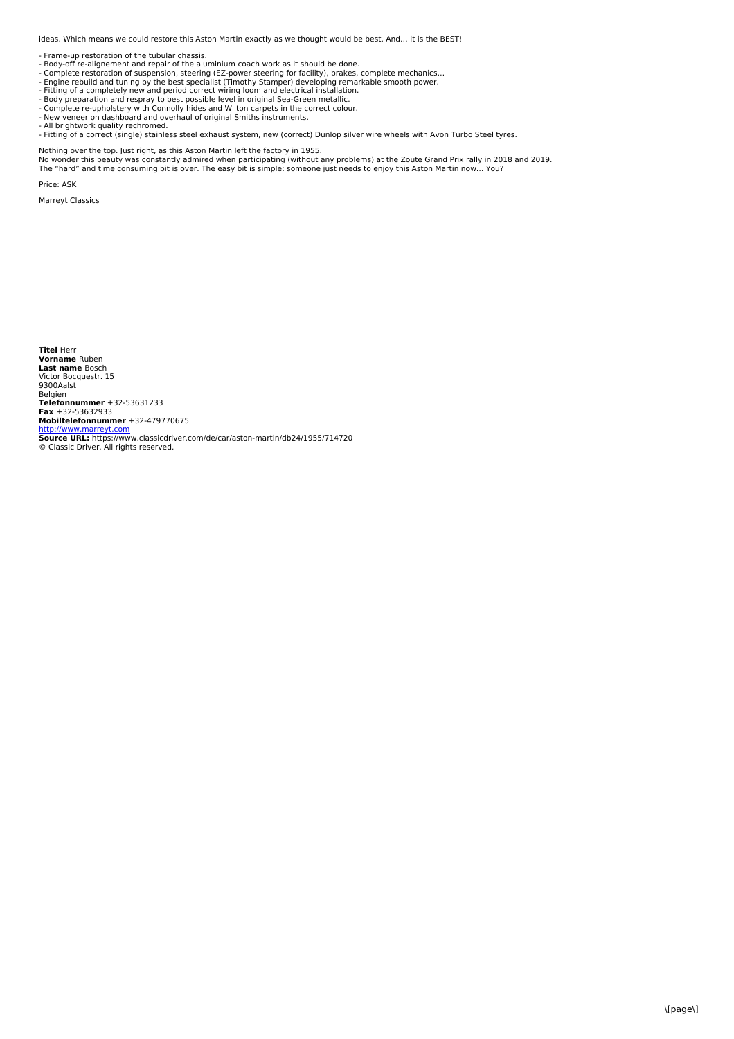ideas. Which means we could restore this Aston Martin exactly as we thought would be best. And… it is the BEST!

- Frame-up restoration of the tubular chassis.
- Body-off re-alignement and repair of the aluminium coach work as it should be done.
- Complete restoration of suspension, steering (EZ-power steering for facility), brakes, complete mechanics…
- Engine rebuild and tuning by the best specialist (Timothy Stamper) developing remarkable smooth power.
- Fitting of a completely new and period correct wiring loom and electrical installation.
- Body preparation and respray to best possible level in original Sea-Green metallic.
- Complete re-upholstery with Connolly hides and Wilton carpets in the correct colour.
- New veneer on dashboard and overhaul of original Smiths instruments.
- All brightwork quality rechromed.
- Fitting of a correct (single) stainless steel exhaust system, new (correct) Dunlop silver wire wheels with Avon Turbo Steel tyres.

Nothing over the top. Just right, as this Aston Martin left the factory in 1955.
No wonder this beauty was constantly admired when participating (without any problems) at the Zoute Grand Prix rally in 2018 and 2019.
The "hard" and time consuming bit is over. The easy bit is simple: someone just needs to enjoy this Aston Martin now… You?

Price: ASK

Marreyt Classics

**Titel** Herr
**Vorname** Ruben
**Last name** Bosch
Victor Bocquestr. 15
9300Aalst
Belgien
**Telefonnummer** +32-53631233
**Fax** +32-53632933
**Mobiltelefonnummer** +32-479770675
http://www.marreyt.com
**Source URL:** https://www.classicdriver.com/de/car/aston-martin/db24/1955/714720
© Classic Driver. All rights reserved.